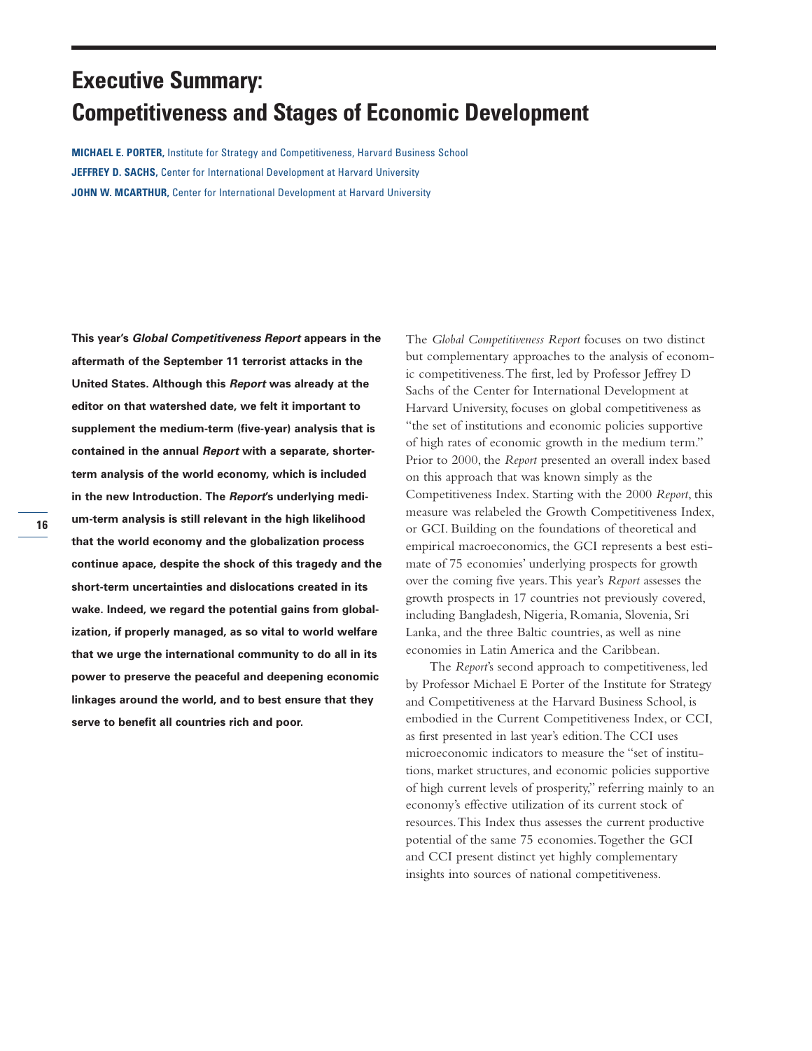# Executive Summary: Competitiveness and Stages of Economic Development

**MICHAEL E. PORTER,** Institute for Strategy and Competitiveness, Harvard Business School
**JEFFREY D. SACHS,** Center for International Development at Harvard University
**JOHN W. MCARTHUR,** Center for International Development at Harvard University

**This year's *Global Competitiveness Report* appears in the aftermath of the September 11 terrorist attacks in the United States. Although this *Report* was already at the editor on that watershed date, we felt it important to supplement the medium-term (five-year) analysis that is contained in the annual *Report* with a separate, shorter-term analysis of the world economy, which is included in the new Introduction. The *Report*'s underlying medium-term analysis is still relevant in the high likelihood that the world economy and the globalization process continue apace, despite the shock of this tragedy and the short-term uncertainties and dislocations created in its wake. Indeed, we regard the potential gains from globalization, if properly managed, as so vital to world welfare that we urge the international community to do all in its power to preserve the peaceful and deepening economic linkages around the world, and to best ensure that they serve to benefit all countries rich and poor.**

The *Global Competitiveness Report* focuses on two distinct but complementary approaches to the analysis of economic competitiveness. The first, led by Professor Jeffrey D Sachs of the Center for International Development at Harvard University, focuses on global competitiveness as "the set of institutions and economic policies supportive of high rates of economic growth in the medium term." Prior to 2000, the *Report* presented an overall index based on this approach that was known simply as the Competitiveness Index. Starting with the 2000 *Report*, this measure was relabeled the Growth Competitiveness Index, or GCI. Building on the foundations of theoretical and empirical macroeconomics, the GCI represents a best estimate of 75 economies' underlying prospects for growth over the coming five years. This year's *Report* assesses the growth prospects in 17 countries not previously covered, including Bangladesh, Nigeria, Romania, Slovenia, Sri Lanka, and the three Baltic countries, as well as nine economies in Latin America and the Caribbean.

The *Report*'s second approach to competitiveness, led by Professor Michael E Porter of the Institute for Strategy and Competitiveness at the Harvard Business School, is embodied in the Current Competitiveness Index, or CCI, as first presented in last year's edition. The CCI uses microeconomic indicators to measure the "set of institutions, market structures, and economic policies supportive of high current levels of prosperity," referring mainly to an economy's effective utilization of its current stock of resources. This Index thus assesses the current productive potential of the same 75 economies. Together the GCI and CCI present distinct yet highly complementary insights into sources of national competitiveness.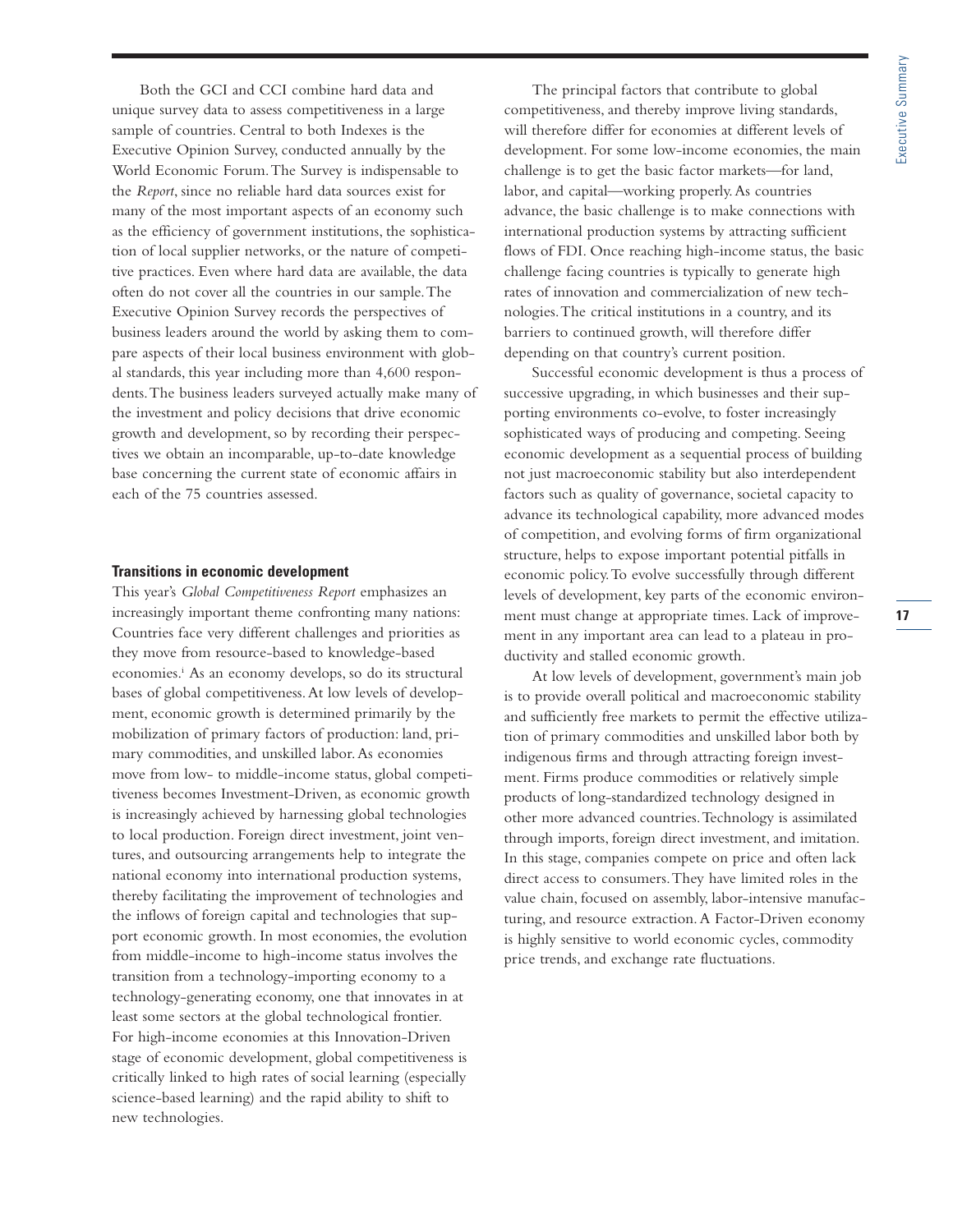Both the GCI and CCI combine hard data and unique survey data to assess competitiveness in a large sample of countries. Central to both Indexes is the Executive Opinion Survey, conducted annually by the World Economic Forum. The Survey is indispensable to the *Report*, since no reliable hard data sources exist for many of the most important aspects of an economy such as the efficiency of government institutions, the sophistication of local supplier networks, or the nature of competitive practices. Even where hard data are available, the data often do not cover all the countries in our sample. The Executive Opinion Survey records the perspectives of business leaders around the world by asking them to compare aspects of their local business environment with global standards, this year including more than 4,600 respondents. The business leaders surveyed actually make many of the investment and policy decisions that drive economic growth and development, so by recording their perspectives we obtain an incomparable, up-to-date knowledge base concerning the current state of economic affairs in each of the 75 countries assessed.

#### Transitions in economic development

This year's *Global Competitiveness Report* emphasizes an increasingly important theme confronting many nations: Countries face very different challenges and priorities as they move from resource-based to knowledge-based economies.[i] As an economy develops, so do its structural bases of global competitiveness. At low levels of development, economic growth is determined primarily by the mobilization of primary factors of production: land, primary commodities, and unskilled labor. As economies move from low- to middle-income status, global competitiveness becomes Investment-Driven, as economic growth is increasingly achieved by harnessing global technologies to local production. Foreign direct investment, joint ventures, and outsourcing arrangements help to integrate the national economy into international production systems, thereby facilitating the improvement of technologies and the inflows of foreign capital and technologies that support economic growth. In most economies, the evolution from middle-income to high-income status involves the transition from a technology-importing economy to a technology-generating economy, one that innovates in at least some sectors at the global technological frontier. For high-income economies at this Innovation-Driven stage of economic development, global competitiveness is critically linked to high rates of social learning (especially science-based learning) and the rapid ability to shift to new technologies.

The principal factors that contribute to global competitiveness, and thereby improve living standards, will therefore differ for economies at different levels of development. For some low-income economies, the main challenge is to get the basic factor markets—for land, labor, and capital—working properly. As countries advance, the basic challenge is to make connections with international production systems by attracting sufficient flows of FDI. Once reaching high-income status, the basic challenge facing countries is typically to generate high rates of innovation and commercialization of new technologies. The critical institutions in a country, and its barriers to continued growth, will therefore differ depending on that country's current position.

Successful economic development is thus a process of successive upgrading, in which businesses and their supporting environments co-evolve, to foster increasingly sophisticated ways of producing and competing. Seeing economic development as a sequential process of building not just macroeconomic stability but also interdependent factors such as quality of governance, societal capacity to advance its technological capability, more advanced modes of competition, and evolving forms of firm organizational structure, helps to expose important potential pitfalls in economic policy. To evolve successfully through different levels of development, key parts of the economic environment must change at appropriate times. Lack of improvement in any important area can lead to a plateau in productivity and stalled economic growth.

At low levels of development, government's main job is to provide overall political and macroeconomic stability and sufficiently free markets to permit the effective utilization of primary commodities and unskilled labor both by indigenous firms and through attracting foreign investment. Firms produce commodities or relatively simple products of long-standardized technology designed in other more advanced countries. Technology is assimilated through imports, foreign direct investment, and imitation. In this stage, companies compete on price and often lack direct access to consumers. They have limited roles in the value chain, focused on assembly, labor-intensive manufacturing, and resource extraction. A Factor-Driven economy is highly sensitive to world economic cycles, commodity price trends, and exchange rate fluctuations.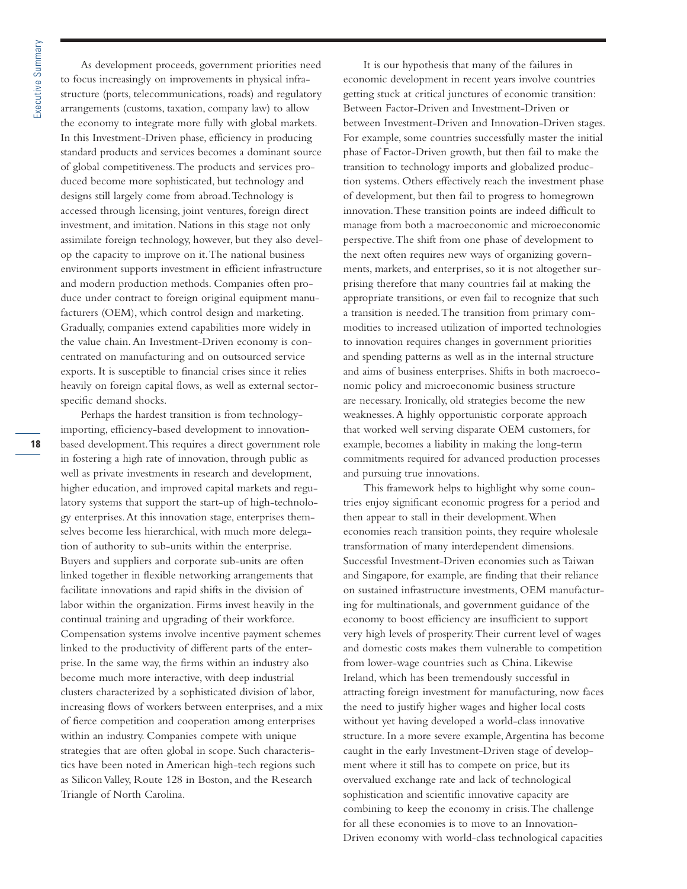As development proceeds, government priorities need to focus increasingly on improvements in physical infrastructure (ports, telecommunications, roads) and regulatory arrangements (customs, taxation, company law) to allow the economy to integrate more fully with global markets. In this Investment-Driven phase, efficiency in producing standard products and services becomes a dominant source of global competitiveness. The products and services produced become more sophisticated, but technology and designs still largely come from abroad. Technology is accessed through licensing, joint ventures, foreign direct investment, and imitation. Nations in this stage not only assimilate foreign technology, however, but they also develop the capacity to improve on it. The national business environment supports investment in efficient infrastructure and modern production methods. Companies often produce under contract to foreign original equipment manufacturers (OEM), which control design and marketing. Gradually, companies extend capabilities more widely in the value chain. An Investment-Driven economy is concentrated on manufacturing and on outsourced service exports. It is susceptible to financial crises since it relies heavily on foreign capital flows, as well as external sector-specific demand shocks.

Perhaps the hardest transition is from technology-importing, efficiency-based development to innovation-based development. This requires a direct government role in fostering a high rate of innovation, through public as well as private investments in research and development, higher education, and improved capital markets and regulatory systems that support the start-up of high-technology enterprises. At this innovation stage, enterprises themselves become less hierarchical, with much more delegation of authority to sub-units within the enterprise. Buyers and suppliers and corporate sub-units are often linked together in flexible networking arrangements that facilitate innovations and rapid shifts in the division of labor within the organization. Firms invest heavily in the continual training and upgrading of their workforce. Compensation systems involve incentive payment schemes linked to the productivity of different parts of the enterprise. In the same way, the firms within an industry also become much more interactive, with deep industrial clusters characterized by a sophisticated division of labor, increasing flows of workers between enterprises, and a mix of fierce competition and cooperation among enterprises within an industry. Companies compete with unique strategies that are often global in scope. Such characteristics have been noted in American high-tech regions such as Silicon Valley, Route 128 in Boston, and the Research Triangle of North Carolina.

It is our hypothesis that many of the failures in economic development in recent years involve countries getting stuck at critical junctures of economic transition: Between Factor-Driven and Investment-Driven or between Investment-Driven and Innovation-Driven stages. For example, some countries successfully master the initial phase of Factor-Driven growth, but then fail to make the transition to technology imports and globalized production systems. Others effectively reach the investment phase of development, but then fail to progress to homegrown innovation. These transition points are indeed difficult to manage from both a macroeconomic and microeconomic perspective. The shift from one phase of development to the next often requires new ways of organizing governments, markets, and enterprises, so it is not altogether surprising therefore that many countries fail at making the appropriate transitions, or even fail to recognize that such a transition is needed. The transition from primary commodities to increased utilization of imported technologies to innovation requires changes in government priorities and spending patterns as well as in the internal structure and aims of business enterprises. Shifts in both macroeconomic policy and microeconomic business structure are necessary. Ironically, old strategies become the new weaknesses. A highly opportunistic corporate approach that worked well serving disparate OEM customers, for example, becomes a liability in making the long-term commitments required for advanced production processes and pursuing true innovations.

This framework helps to highlight why some countries enjoy significant economic progress for a period and then appear to stall in their development. When economies reach transition points, they require wholesale transformation of many interdependent dimensions. Successful Investment-Driven economies such as Taiwan and Singapore, for example, are finding that their reliance on sustained infrastructure investments, OEM manufacturing for multinationals, and government guidance of the economy to boost efficiency are insufficient to support very high levels of prosperity. Their current level of wages and domestic costs makes them vulnerable to competition from lower-wage countries such as China. Likewise Ireland, which has been tremendously successful in attracting foreign investment for manufacturing, now faces the need to justify higher wages and higher local costs without yet having developed a world-class innovative structure. In a more severe example, Argentina has become caught in the early Investment-Driven stage of development where it still has to compete on price, but its overvalued exchange rate and lack of technological sophistication and scientific innovative capacity are combining to keep the economy in crisis. The challenge for all these economies is to move to an Innovation-Driven economy with world-class technological capacities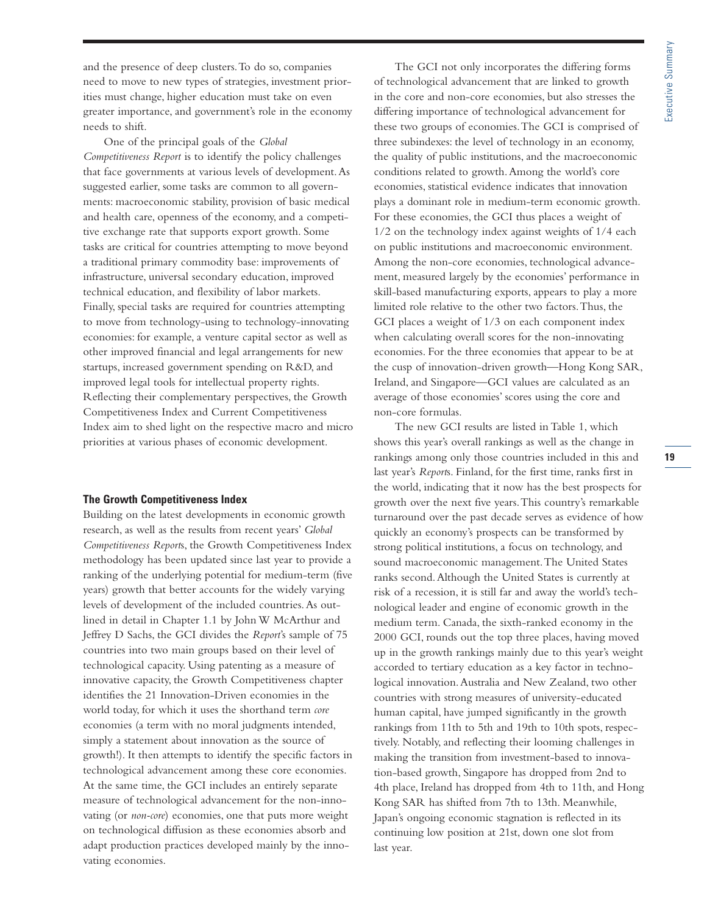and the presence of deep clusters. To do so, companies need to move to new types of strategies, investment priorities must change, higher education must take on even greater importance, and government's role in the economy needs to shift.

One of the principal goals of the *Global Competitiveness Report* is to identify the policy challenges that face governments at various levels of development. As suggested earlier, some tasks are common to all governments: macroeconomic stability, provision of basic medical and health care, openness of the economy, and a competitive exchange rate that supports export growth. Some tasks are critical for countries attempting to move beyond a traditional primary commodity base: improvements of infrastructure, universal secondary education, improved technical education, and flexibility of labor markets. Finally, special tasks are required for countries attempting to move from technology-using to technology-innovating economies: for example, a venture capital sector as well as other improved financial and legal arrangements for new startups, increased government spending on R&D, and improved legal tools for intellectual property rights. Reflecting their complementary perspectives, the Growth Competitiveness Index and Current Competitiveness Index aim to shed light on the respective macro and micro priorities at various phases of economic development.

### The Growth Competitiveness Index

Building on the latest developments in economic growth research, as well as the results from recent years' *Global Competitiveness Report*s, the Growth Competitiveness Index methodology has been updated since last year to provide a ranking of the underlying potential for medium-term (five years) growth that better accounts for the widely varying levels of development of the included countries. As outlined in detail in Chapter 1.1 by John W McArthur and Jeffrey D Sachs, the GCI divides the *Report*'s sample of 75 countries into two main groups based on their level of technological capacity. Using patenting as a measure of innovative capacity, the Growth Competitiveness chapter identifies the 21 Innovation-Driven economies in the world today, for which it uses the shorthand term *core* economies (a term with no moral judgments intended, simply a statement about innovation as the source of growth!). It then attempts to identify the specific factors in technological advancement among these core economies. At the same time, the GCI includes an entirely separate measure of technological advancement for the non-innovating (or *non-core*) economies, one that puts more weight on technological diffusion as these economies absorb and adapt production practices developed mainly by the innovating economies.

The GCI not only incorporates the differing forms of technological advancement that are linked to growth in the core and non-core economies, but also stresses the differing importance of technological advancement for these two groups of economies. The GCI is comprised of three subindexes: the level of technology in an economy, the quality of public institutions, and the macroeconomic conditions related to growth. Among the world's core economies, statistical evidence indicates that innovation plays a dominant role in medium-term economic growth. For these economies, the GCI thus places a weight of 1/2 on the technology index against weights of 1/4 each on public institutions and macroeconomic environment. Among the non-core economies, technological advancement, measured largely by the economies' performance in skill-based manufacturing exports, appears to play a more limited role relative to the other two factors. Thus, the GCI places a weight of 1/3 on each component index when calculating overall scores for the non-innovating economies. For the three economies that appear to be at the cusp of innovation-driven growth—Hong Kong SAR, Ireland, and Singapore—GCI values are calculated as an average of those economies' scores using the core and non-core formulas.

The new GCI results are listed in Table 1, which shows this year's overall rankings as well as the change in rankings among only those countries included in this and last year's *Report*s. Finland, for the first time, ranks first in the world, indicating that it now has the best prospects for growth over the next five years. This country's remarkable turnaround over the past decade serves as evidence of how quickly an economy's prospects can be transformed by strong political institutions, a focus on technology, and sound macroeconomic management. The United States ranks second. Although the United States is currently at risk of a recession, it is still far and away the world's technological leader and engine of economic growth in the medium term. Canada, the sixth-ranked economy in the 2000 GCI, rounds out the top three places, having moved up in the growth rankings mainly due to this year's weight accorded to tertiary education as a key factor in technological innovation. Australia and New Zealand, two other countries with strong measures of university-educated human capital, have jumped significantly in the growth rankings from 11th to 5th and 19th to 10th spots, respectively. Notably, and reflecting their looming challenges in making the transition from investment-based to innovation-based growth, Singapore has dropped from 2nd to 4th place, Ireland has dropped from 4th to 11th, and Hong Kong SAR has shifted from 7th to 13th. Meanwhile, Japan's ongoing economic stagnation is reflected in its continuing low position at 21st, down one slot from last year.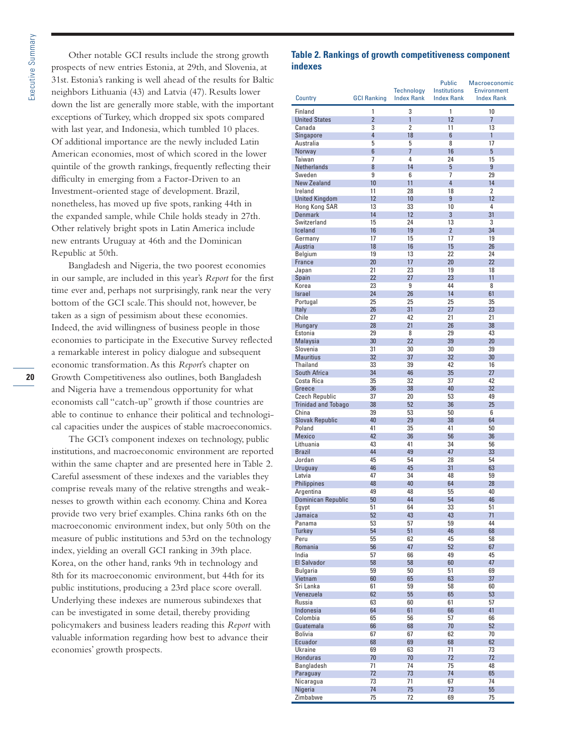Other notable GCI results include the strong growth prospects of new entries Estonia, at 29th, and Slovenia, at 31st. Estonia's ranking is well ahead of the results for Baltic neighbors Lithuania (43) and Latvia (47). Results lower down the list are generally more stable, with the important exceptions of Turkey, which dropped six spots compared with last year, and Indonesia, which tumbled 10 places. Of additional importance are the newly included Latin American economies, most of which scored in the lower quintile of the growth rankings, frequently reflecting their difficulty in emerging from a Factor-Driven to an Investment-oriented stage of development. Brazil, nonetheless, has moved up five spots, ranking 44th in the expanded sample, while Chile holds steady in 27th. Other relatively bright spots in Latin America include new entrants Uruguay at 46th and the Dominican Republic at 50th.

Bangladesh and Nigeria, the two poorest economies in our sample, are included in this year's *Report* for the first time ever and, perhaps not surprisingly, rank near the very bottom of the GCI scale. This should not, however, be taken as a sign of pessimism about these economies. Indeed, the avid willingness of business people in those economies to participate in the Executive Survey reflected a remarkable interest in policy dialogue and subsequent economic transformation. As this *Report*'s chapter on Growth Competitiveness also outlines, both Bangladesh and Nigeria have a tremendous opportunity for what economists call "catch-up" growth if those countries are able to continue to enhance their political and technological capacities under the auspices of stable macroeconomics.

The GCI's component indexes on technology, public institutions, and macroeconomic environment are reported within the same chapter and are presented here in Table 2. Careful assessment of these indexes and the variables they comprise reveals many of the relative strengths and weaknesses to growth within each economy. China and Korea provide two very brief examples. China ranks 6th on the macroeconomic environment index, but only 50th on the measure of public institutions and 53rd on the technology index, yielding an overall GCI ranking in 39th place. Korea, on the other hand, ranks 9th in technology and 8th for its macroeconomic environment, but 44th for its public institutions, producing a 23rd place score overall. Underlying these indexes are numerous subindexes that can be investigated in some detail, thereby providing policymakers and business leaders reading this *Report* with valuable information regarding how best to advance their economies' growth prospects.

**Table 2. Rankings of growth competitiveness component indexes**

| Country | GCI Ranking | Technology Index Rank | Public Institutions Index Rank | Macroeconomic Environment Index Rank |
|---|---|---|---|---|
| Finland | 1 | 3 | 1 | 10 |
| United States | 2 | 1 | 12 | 7 |
| Canada | 3 | 2 | 11 | 13 |
| Singapore | 4 | 18 | 6 | 1 |
| Australia | 5 | 5 | 8 | 17 |
| Norway | 6 | 7 | 16 | 5 |
| Taiwan | 7 | 4 | 24 | 15 |
| Netherlands | 8 | 14 | 5 | 9 |
| Sweden | 9 | 6 | 7 | 29 |
| New Zealand | 10 | 11 | 4 | 14 |
| Ireland | 11 | 28 | 18 | 2 |
| United Kingdom | 12 | 10 | 9 | 12 |
| Hong Kong SAR | 13 | 33 | 10 | 4 |
| Denmark | 14 | 12 | 3 | 31 |
| Switzerland | 15 | 24 | 13 | 3 |
| Iceland | 16 | 19 | 2 | 34 |
| Germany | 17 | 15 | 17 | 19 |
| Austria | 18 | 16 | 15 | 26 |
| Belgium | 19 | 13 | 22 | 24 |
| France | 20 | 17 | 20 | 22 |
| Japan | 21 | 23 | 19 | 18 |
| Spain | 22 | 27 | 23 | 11 |
| Korea | 23 | 9 | 44 | 8 |
| Israel | 24 | 26 | 14 | 61 |
| Portugal | 25 | 25 | 25 | 35 |
| Italy | 26 | 31 | 27 | 23 |
| Chile | 27 | 42 | 21 | 21 |
| Hungary | 28 | 21 | 26 | 38 |
| Estonia | 29 | 8 | 29 | 43 |
| Malaysia | 30 | 22 | 39 | 20 |
| Slovenia | 31 | 30 | 30 | 39 |
| Mauritius | 32 | 37 | 32 | 30 |
| Thailand | 33 | 39 | 42 | 16 |
| South Africa | 34 | 46 | 35 | 27 |
| Costa Rica | 35 | 32 | 37 | 42 |
| Greece | 36 | 38 | 40 | 32 |
| Czech Republic | 37 | 20 | 53 | 49 |
| Trinidad and Tobago | 38 | 52 | 36 | 25 |
| China | 39 | 53 | 50 | 6 |
| Slovak Republic | 40 | 29 | 38 | 64 |
| Poland | 41 | 35 | 41 | 50 |
| Mexico | 42 | 36 | 56 | 36 |
| Lithuania | 43 | 41 | 34 | 56 |
| Brazil | 44 | 49 | 47 | 33 |
| Jordan | 45 | 54 | 28 | 54 |
| Uruguay | 46 | 45 | 31 | 63 |
| Latvia | 47 | 34 | 48 | 59 |
| Philippines | 48 | 40 | 64 | 28 |
| Argentina | 49 | 48 | 55 | 40 |
| Dominican Republic | 50 | 44 | 54 | 46 |
| Egypt | 51 | 64 | 33 | 51 |
| Jamaica | 52 | 43 | 43 | 71 |
| Panama | 53 | 57 | 59 | 44 |
| Turkey | 54 | 51 | 46 | 68 |
| Peru | 55 | 62 | 45 | 58 |
| Romania | 56 | 47 | 52 | 67 |
| India | 57 | 66 | 49 | 45 |
| El Salvador | 58 | 58 | 60 | 47 |
| Bulgaria | 59 | 50 | 51 | 69 |
| Vietnam | 60 | 65 | 63 | 37 |
| Sri Lanka | 61 | 59 | 58 | 60 |
| Venezuela | 62 | 55 | 65 | 53 |
| Russia | 63 | 60 | 61 | 57 |
| Indonesia | 64 | 61 | 66 | 41 |
| Colombia | 65 | 56 | 57 | 66 |
| Guatemala | 66 | 68 | 70 | 52 |
| Bolivia | 67 | 67 | 62 | 70 |
| Ecuador | 68 | 69 | 68 | 62 |
| Ukraine | 69 | 63 | 71 | 73 |
| Honduras | 70 | 70 | 72 | 72 |
| Bangladesh | 71 | 74 | 75 | 48 |
| Paraguay | 72 | 73 | 74 | 65 |
| Nicaragua | 73 | 71 | 67 | 74 |
| Nigeria | 74 | 75 | 73 | 55 |
| Zimbabwe | 75 | 72 | 69 | 75 |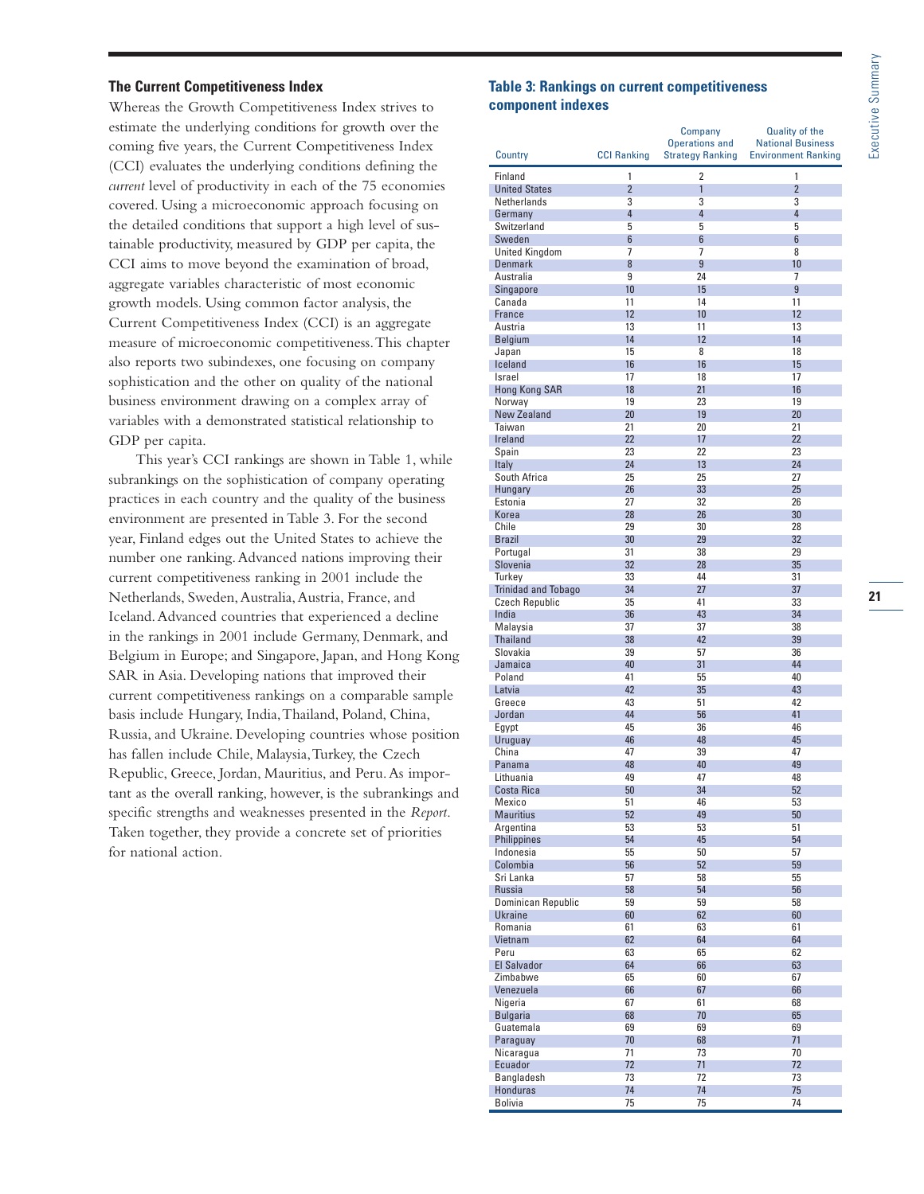### The Current Competitiveness Index

Whereas the Growth Competitiveness Index strives to estimate the underlying conditions for growth over the coming five years, the Current Competitiveness Index (CCI) evaluates the underlying conditions defining the *current* level of productivity in each of the 75 economies covered. Using a microeconomic approach focusing on the detailed conditions that support a high level of sustainable productivity, measured by GDP per capita, the CCI aims to move beyond the examination of broad, aggregate variables characteristic of most economic growth models. Using common factor analysis, the Current Competitiveness Index (CCI) is an aggregate measure of microeconomic competitiveness. This chapter also reports two subindexes, one focusing on company sophistication and the other on quality of the national business environment drawing on a complex array of variables with a demonstrated statistical relationship to GDP per capita.

This year's CCI rankings are shown in Table 1, while subrankings on the sophistication of company operating practices in each country and the quality of the business environment are presented in Table 3. For the second year, Finland edges out the United States to achieve the number one ranking. Advanced nations improving their current competitiveness ranking in 2001 include the Netherlands, Sweden, Australia, Austria, France, and Iceland. Advanced countries that experienced a decline in the rankings in 2001 include Germany, Denmark, and Belgium in Europe; and Singapore, Japan, and Hong Kong SAR in Asia. Developing nations that improved their current competitiveness rankings on a comparable sample basis include Hungary, India, Thailand, Poland, China, Russia, and Ukraine. Developing countries whose position has fallen include Chile, Malaysia, Turkey, the Czech Republic, Greece, Jordan, Mauritius, and Peru. As important as the overall ranking, however, is the subrankings and specific strengths and weaknesses presented in the *Report*. Taken together, they provide a concrete set of priorities for national action.

### Table 3: Rankings on current competitiveness component indexes

| Country | CCI Ranking | Company Operations and Strategy Ranking | Quality of the National Business Environment Ranking |
|---|---|---|---|
| Finland | 1 | 2 | 1 |
| United States | 2 | 1 | 2 |
| Netherlands | 3 | 3 | 3 |
| Germany | 4 | 4 | 4 |
| Switzerland | 5 | 5 | 5 |
| Sweden | 6 | 6 | 6 |
| United Kingdom | 7 | 7 | 8 |
| Denmark | 8 | 9 | 10 |
| Australia | 9 | 24 | 7 |
| Singapore | 10 | 15 | 9 |
| Canada | 11 | 14 | 11 |
| France | 12 | 10 | 12 |
| Austria | 13 | 11 | 13 |
| Belgium | 14 | 12 | 14 |
| Japan | 15 | 8 | 18 |
| Iceland | 16 | 16 | 15 |
| Israel | 17 | 18 | 17 |
| Hong Kong SAR | 18 | 21 | 16 |
| Norway | 19 | 23 | 19 |
| New Zealand | 20 | 19 | 20 |
| Taiwan | 21 | 20 | 21 |
| Ireland | 22 | 17 | 22 |
| Spain | 23 | 22 | 23 |
| Italy | 24 | 13 | 24 |
| South Africa | 25 | 25 | 27 |
| Hungary | 26 | 33 | 25 |
| Estonia | 27 | 32 | 26 |
| Korea | 28 | 26 | 30 |
| Chile | 29 | 30 | 28 |
| Brazil | 30 | 29 | 32 |
| Portugal | 31 | 38 | 29 |
| Slovenia | 32 | 28 | 35 |
| Turkey | 33 | 44 | 31 |
| Trinidad and Tobago | 34 | 27 | 37 |
| Czech Republic | 35 | 41 | 33 |
| India | 36 | 43 | 34 |
| Malaysia | 37 | 37 | 38 |
| Thailand | 38 | 42 | 39 |
| Slovakia | 39 | 57 | 36 |
| Jamaica | 40 | 31 | 44 |
| Poland | 41 | 55 | 40 |
| Latvia | 42 | 35 | 43 |
| Greece | 43 | 51 | 42 |
| Jordan | 44 | 56 | 41 |
| Egypt | 45 | 36 | 46 |
| Uruguay | 46 | 48 | 45 |
| China | 47 | 39 | 47 |
| Panama | 48 | 40 | 49 |
| Lithuania | 49 | 47 | 48 |
| Costa Rica | 50 | 34 | 52 |
| Mexico | 51 | 46 | 53 |
| Mauritius | 52 | 49 | 50 |
| Argentina | 53 | 53 | 51 |
| Philippines | 54 | 45 | 54 |
| Indonesia | 55 | 50 | 57 |
| Colombia | 56 | 52 | 59 |
| Sri Lanka | 57 | 58 | 55 |
| Russia | 58 | 54 | 56 |
| Dominican Republic | 59 | 59 | 58 |
| Ukraine | 60 | 62 | 60 |
| Romania | 61 | 63 | 61 |
| Vietnam | 62 | 64 | 64 |
| Peru | 63 | 65 | 62 |
| El Salvador | 64 | 66 | 63 |
| Zimbabwe | 65 | 60 | 67 |
| Venezuela | 66 | 67 | 66 |
| Nigeria | 67 | 61 | 68 |
| Bulgaria | 68 | 70 | 65 |
| Guatemala | 69 | 69 | 69 |
| Paraguay | 70 | 68 | 71 |
| Nicaragua | 71 | 73 | 70 |
| Ecuador | 72 | 71 | 72 |
| Bangladesh | 73 | 72 | 73 |
| Honduras | 74 | 74 | 75 |
| Bolivia | 75 | 75 | 74 |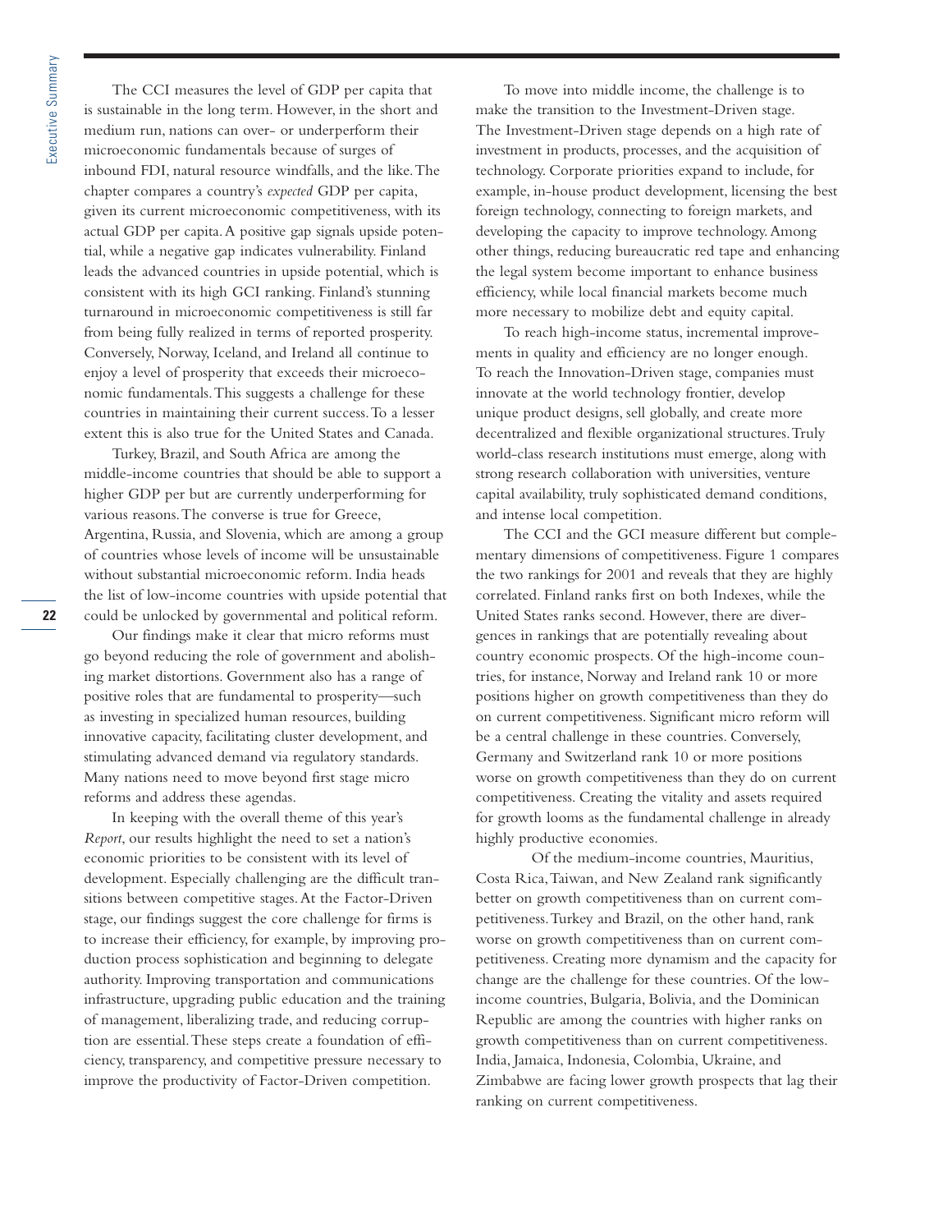The CCI measures the level of GDP per capita that is sustainable in the long term. However, in the short and medium run, nations can over- or underperform their microeconomic fundamentals because of surges of inbound FDI, natural resource windfalls, and the like. The chapter compares a country's *expected* GDP per capita, given its current microeconomic competitiveness, with its actual GDP per capita. A positive gap signals upside potential, while a negative gap indicates vulnerability. Finland leads the advanced countries in upside potential, which is consistent with its high GCI ranking. Finland's stunning turnaround in microeconomic competitiveness is still far from being fully realized in terms of reported prosperity. Conversely, Norway, Iceland, and Ireland all continue to enjoy a level of prosperity that exceeds their microeconomic fundamentals. This suggests a challenge for these countries in maintaining their current success. To a lesser extent this is also true for the United States and Canada.

Turkey, Brazil, and South Africa are among the middle-income countries that should be able to support a higher GDP per but are currently underperforming for various reasons. The converse is true for Greece, Argentina, Russia, and Slovenia, which are among a group of countries whose levels of income will be unsustainable without substantial microeconomic reform. India heads the list of low-income countries with upside potential that could be unlocked by governmental and political reform.

Our findings make it clear that micro reforms must go beyond reducing the role of government and abolishing market distortions. Government also has a range of positive roles that are fundamental to prosperity—such as investing in specialized human resources, building innovative capacity, facilitating cluster development, and stimulating advanced demand via regulatory standards. Many nations need to move beyond first stage micro reforms and address these agendas.

In keeping with the overall theme of this year's *Report*, our results highlight the need to set a nation's economic priorities to be consistent with its level of development. Especially challenging are the difficult transitions between competitive stages. At the Factor-Driven stage, our findings suggest the core challenge for firms is to increase their efficiency, for example, by improving production process sophistication and beginning to delegate authority. Improving transportation and communications infrastructure, upgrading public education and the training of management, liberalizing trade, and reducing corruption are essential. These steps create a foundation of efficiency, transparency, and competitive pressure necessary to improve the productivity of Factor-Driven competition.

To move into middle income, the challenge is to make the transition to the Investment-Driven stage. The Investment-Driven stage depends on a high rate of investment in products, processes, and the acquisition of technology. Corporate priorities expand to include, for example, in-house product development, licensing the best foreign technology, connecting to foreign markets, and developing the capacity to improve technology. Among other things, reducing bureaucratic red tape and enhancing the legal system become important to enhance business efficiency, while local financial markets become much more necessary to mobilize debt and equity capital.

To reach high-income status, incremental improvements in quality and efficiency are no longer enough. To reach the Innovation-Driven stage, companies must innovate at the world technology frontier, develop unique product designs, sell globally, and create more decentralized and flexible organizational structures. Truly world-class research institutions must emerge, along with strong research collaboration with universities, venture capital availability, truly sophisticated demand conditions, and intense local competition.

The CCI and the GCI measure different but complementary dimensions of competitiveness. Figure 1 compares the two rankings for 2001 and reveals that they are highly correlated. Finland ranks first on both Indexes, while the United States ranks second. However, there are divergences in rankings that are potentially revealing about country economic prospects. Of the high-income countries, for instance, Norway and Ireland rank 10 or more positions higher on growth competitiveness than they do on current competitiveness. Significant micro reform will be a central challenge in these countries. Conversely, Germany and Switzerland rank 10 or more positions worse on growth competitiveness than they do on current competitiveness. Creating the vitality and assets required for growth looms as the fundamental challenge in already highly productive economies.

Of the medium-income countries, Mauritius, Costa Rica, Taiwan, and New Zealand rank significantly better on growth competitiveness than on current competitiveness. Turkey and Brazil, on the other hand, rank worse on growth competitiveness than on current competitiveness. Creating more dynamism and the capacity for change are the challenge for these countries. Of the low-income countries, Bulgaria, Bolivia, and the Dominican Republic are among the countries with higher ranks on growth competitiveness than on current competitiveness. India, Jamaica, Indonesia, Colombia, Ukraine, and Zimbabwe are facing lower growth prospects that lag their ranking on current competitiveness.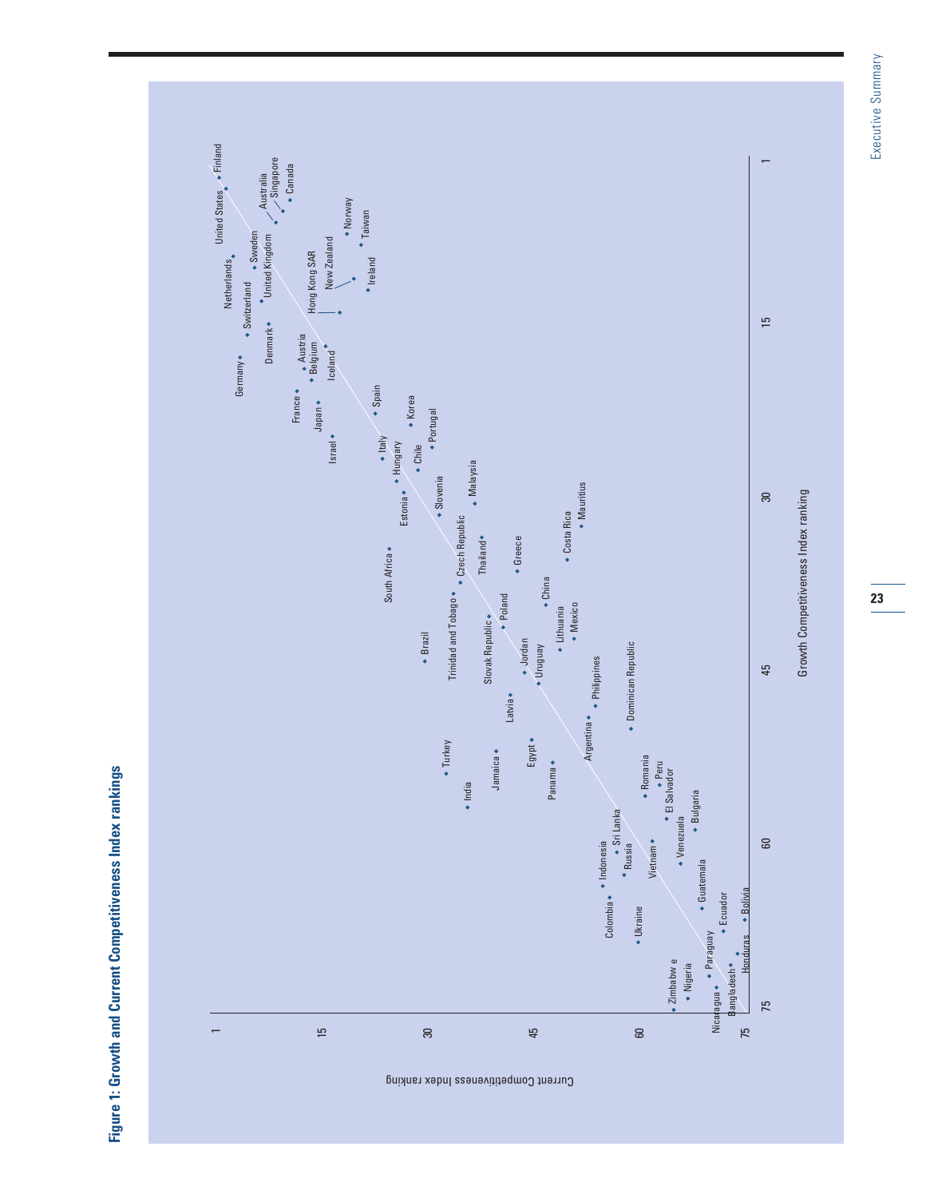**Figure 1: Growth and Current Competitiveness Index rankings**

Growth Competitiveness Index ranking (x-axis: 1, 15, 30, 45, 60, 75)

Current Competitiveness Index ranking (y-axis: 1, 15, 30, 45, 60, 75)

Finland, United States, Australia, Singapore, Canada, Norway, Taiwan, Netherlands, Sweden, United Kingdom, Hong Kong SAR, New Zealand, Ireland, Switzerland, Denmark, Germany, Austria, Belgium, Iceland, France, Japan, Spain, Korea, Israel, Portugal, Italy, Hungary, Chile, Estonia, Slovenia, Malaysia, Mauritius, Czech Republic, Costa Rica, South Africa, Thailand, Greece, Trinidad and Tobago, Poland, China, Slovak Republic, Lithuania, Mexico, Brazil, Jordan, Uruguay, Philippines, Latvia, Dominican Republic, Argentina, Jamaica, Egypt, Turkey, Panama, India, Romania, Peru, El Salvador, Bulgaria, Sri Lanka, Indonesia, Russia, Vietnam, Venezuela, Colombia, Guatemala, Ukraine, Ecuador, Bolivia, Zimbabwe, Nigeria, Paraguay, Bangladesh, Honduras, Nicaragua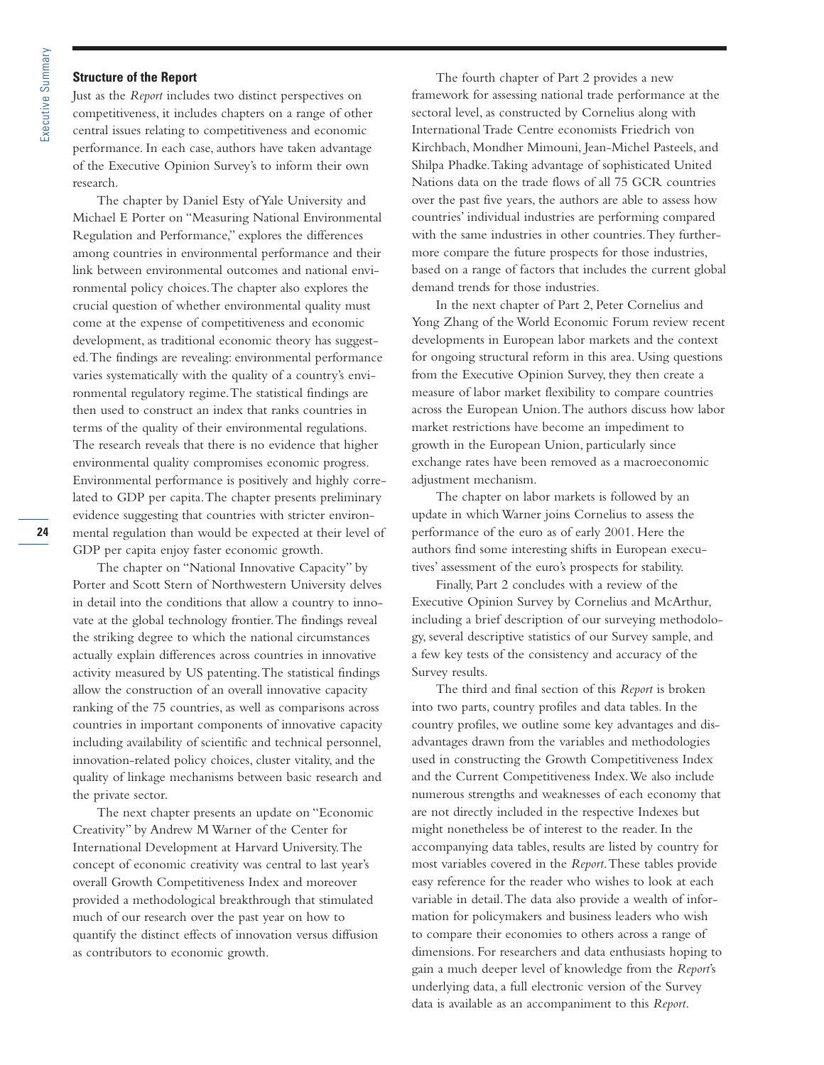### Structure of the Report

Just as the *Report* includes two distinct perspectives on competitiveness, it includes chapters on a range of other central issues relating to competitiveness and economic performance. In each case, authors have taken advantage of the Executive Opinion Survey's to inform their own research.

The chapter by Daniel Esty of Yale University and Michael E Porter on "Measuring National Environmental Regulation and Performance," explores the differences among countries in environmental performance and their link between environmental outcomes and national environmental policy choices. The chapter also explores the crucial question of whether environmental quality must come at the expense of competitiveness and economic development, as traditional economic theory has suggested. The findings are revealing: environmental performance varies systematically with the quality of a country's environmental regulatory regime. The statistical findings are then used to construct an index that ranks countries in terms of the quality of their environmental regulations. The research reveals that there is no evidence that higher environmental quality compromises economic progress. Environmental performance is positively and highly correlated to GDP per capita. The chapter presents preliminary evidence suggesting that countries with stricter environmental regulation than would be expected at their level of GDP per capita enjoy faster economic growth.

The chapter on "National Innovative Capacity" by Porter and Scott Stern of Northwestern University delves in detail into the conditions that allow a country to innovate at the global technology frontier. The findings reveal the striking degree to which the national circumstances actually explain differences across countries in innovative activity measured by US patenting. The statistical findings allow the construction of an overall innovative capacity ranking of the 75 countries, as well as comparisons across countries in important components of innovative capacity including availability of scientific and technical personnel, innovation-related policy choices, cluster vitality, and the quality of linkage mechanisms between basic research and the private sector.

The next chapter presents an update on "Economic Creativity" by Andrew M Warner of the Center for International Development at Harvard University. The concept of economic creativity was central to last year's overall Growth Competitiveness Index and moreover provided a methodological breakthrough that stimulated much of our research over the past year on how to quantify the distinct effects of innovation versus diffusion as contributors to economic growth.

The fourth chapter of Part 2 provides a new framework for assessing national trade performance at the sectoral level, as constructed by Cornelius along with International Trade Centre economists Friedrich von Kirchbach, Mondher Mimouni, Jean-Michel Pasteels, and Shilpa Phadke. Taking advantage of sophisticated United Nations data on the trade flows of all 75 GCR countries over the past five years, the authors are able to assess how countries' individual industries are performing compared with the same industries in other countries. They furthermore compare the future prospects for those industries, based on a range of factors that includes the current global demand trends for those industries.

In the next chapter of Part 2, Peter Cornelius and Yong Zhang of the World Economic Forum review recent developments in European labor markets and the context for ongoing structural reform in this area. Using questions from the Executive Opinion Survey, they then create a measure of labor market flexibility to compare countries across the European Union. The authors discuss how labor market restrictions have become an impediment to growth in the European Union, particularly since exchange rates have been removed as a macroeconomic adjustment mechanism.

The chapter on labor markets is followed by an update in which Warner joins Cornelius to assess the performance of the euro as of early 2001. Here the authors find some interesting shifts in European executives' assessment of the euro's prospects for stability.

Finally, Part 2 concludes with a review of the Executive Opinion Survey by Cornelius and McArthur, including a brief description of our surveying methodology, several descriptive statistics of our Survey sample, and a few key tests of the consistency and accuracy of the Survey results.

The third and final section of this *Report* is broken into two parts, country profiles and data tables. In the country profiles, we outline some key advantages and disadvantages drawn from the variables and methodologies used in constructing the Growth Competitiveness Index and the Current Competitiveness Index. We also include numerous strengths and weaknesses of each economy that are not directly included in the respective Indexes but might nonetheless be of interest to the reader. In the accompanying data tables, results are listed by country for most variables covered in the *Report*. These tables provide easy reference for the reader who wishes to look at each variable in detail. The data also provide a wealth of information for policymakers and business leaders who wish to compare their economies to others across a range of dimensions. For researchers and data enthusiasts hoping to gain a much deeper level of knowledge from the *Report*'s underlying data, a full electronic version of the Survey data is available as an accompaniment to this *Report*.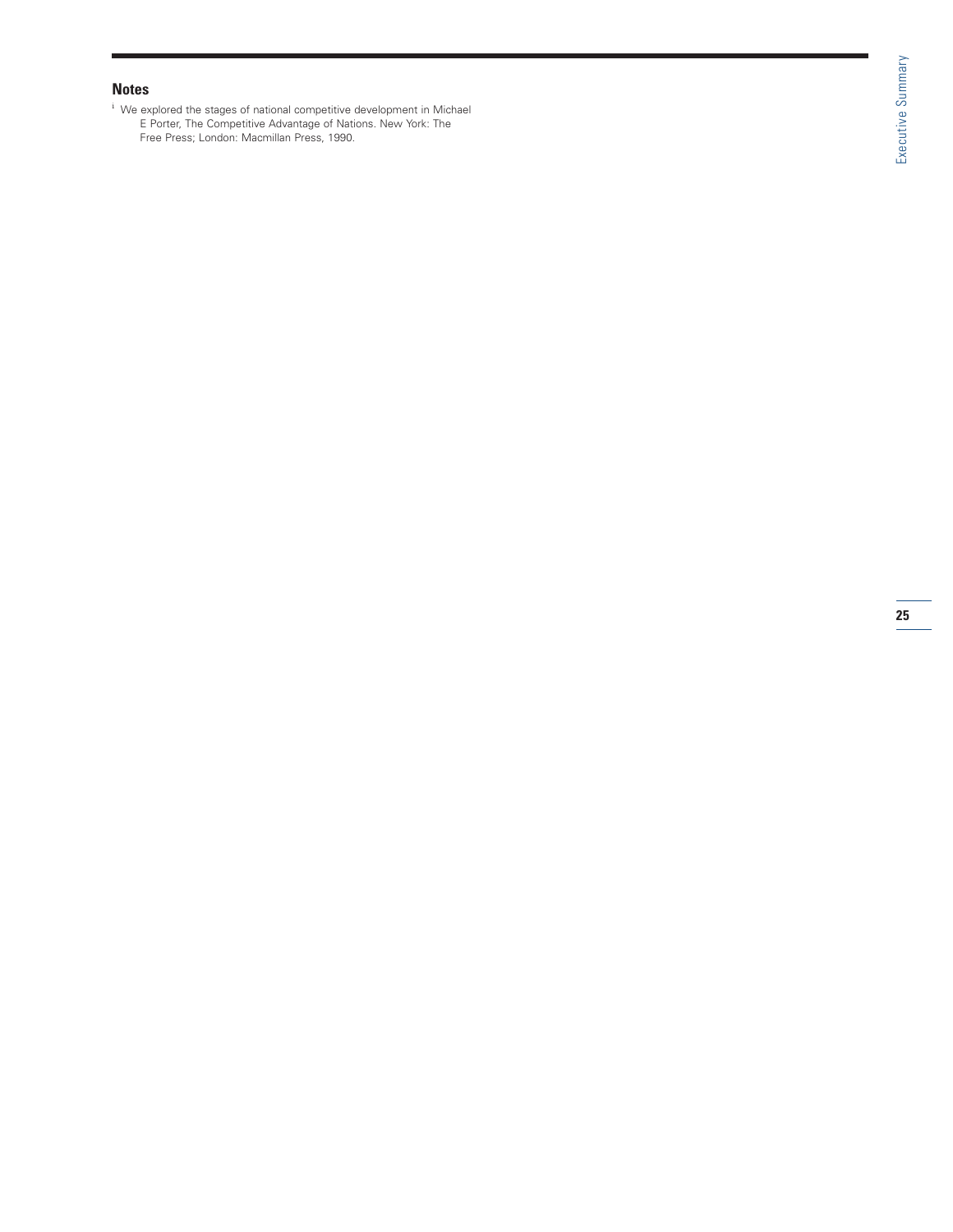## Notes

[i] We explored the stages of national competitive development in Michael E Porter, The Competitive Advantage of Nations. New York: The Free Press; London: Macmillan Press, 1990.